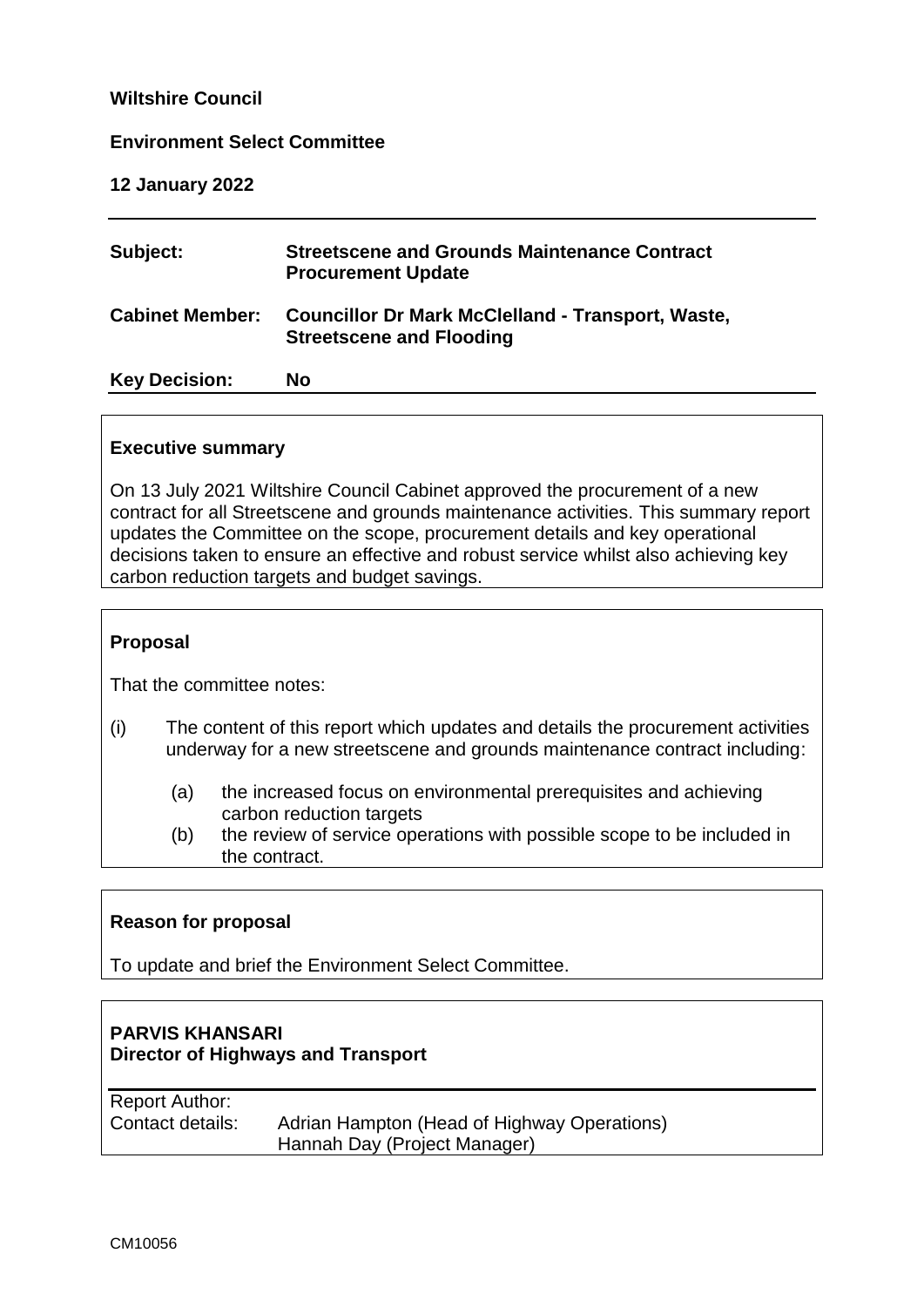**Wiltshire Council**

**Environment Select Committee**

**12 January 2022**

| | |
|---|---|
| **Subject:** | **Streetscene and Grounds Maintenance Contract Procurement Update** |
| **Cabinet Member:** | **Councillor Dr Mark McClelland - Transport, Waste, Streetscene and Flooding** |
| **Key Decision:** | **No** |

### Executive summary

On 13 July 2021 Wiltshire Council Cabinet approved the procurement of a new contract for all Streetscene and grounds maintenance activities. This summary report updates the Committee on the scope, procurement details and key operational decisions taken to ensure an effective and robust service whilst also achieving key carbon reduction targets and budget savings.

### Proposal

That the committee notes:

(i) The content of this report which updates and details the procurement activities underway for a new streetscene and grounds maintenance contract including:

- (a) the increased focus on environmental prerequisites and achieving carbon reduction targets
- (b) the review of service operations with possible scope to be included in the contract.

### Reason for proposal

To update and brief the Environment Select Committee.

**PARVIS KHANSARI**
**Director of Highways and Transport**

| | |
|---|---|
| Report Author: | |
| Contact details: | Adrian Hampton (Head of Highway Operations)<br>Hannah Day (Project Manager) |

CM10056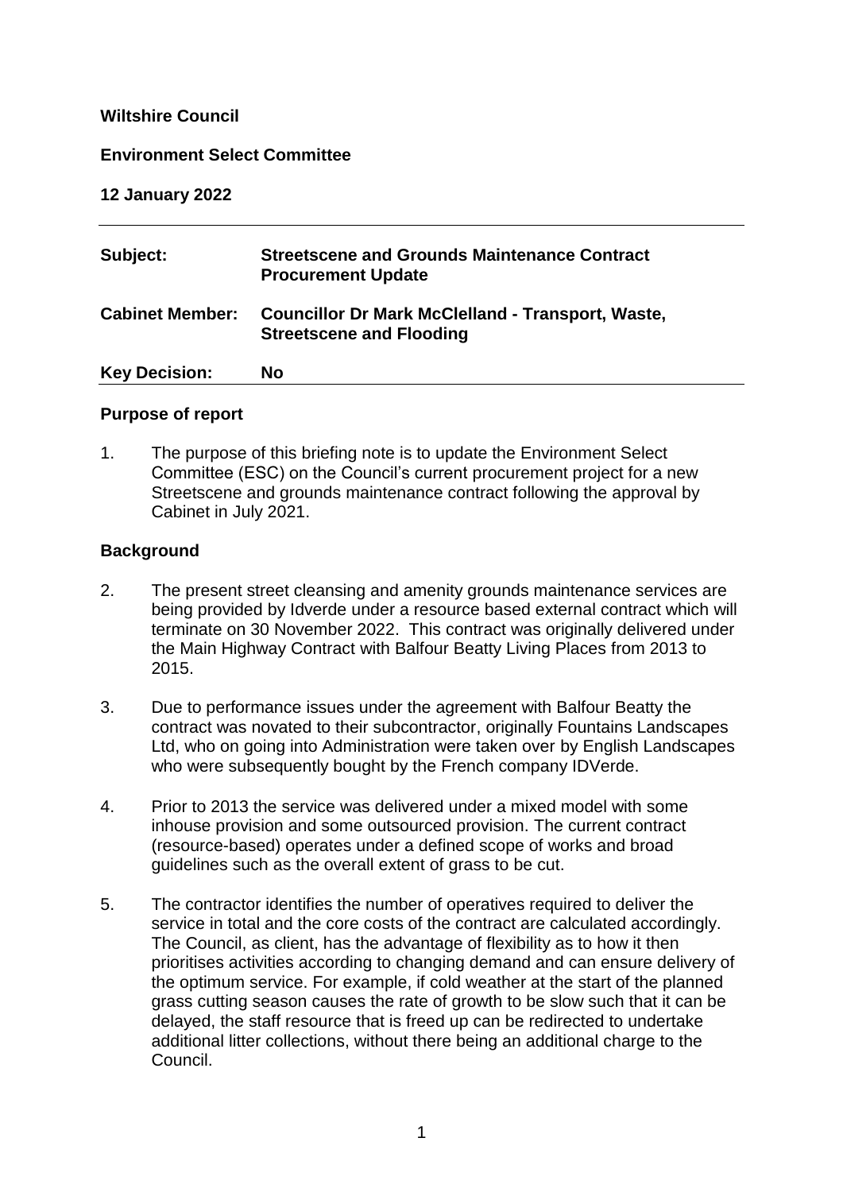**Wiltshire Council**

**Environment Select Committee**

**12 January 2022**

| **Subject:** | **Streetscene and Grounds Maintenance Contract Procurement Update** |
|---|---|
| **Cabinet Member:** | **Councillor Dr Mark McClelland - Transport, Waste, Streetscene and Flooding** |
| **Key Decision:** | **No** |

## Purpose of report

1. The purpose of this briefing note is to update the Environment Select Committee (ESC) on the Council's current procurement project for a new Streetscene and grounds maintenance contract following the approval by Cabinet in July 2021.

## Background

2. The present street cleansing and amenity grounds maintenance services are being provided by Idverde under a resource based external contract which will terminate on 30 November 2022. This contract was originally delivered under the Main Highway Contract with Balfour Beatty Living Places from 2013 to 2015.

3. Due to performance issues under the agreement with Balfour Beatty the contract was novated to their subcontractor, originally Fountains Landscapes Ltd, who on going into Administration were taken over by English Landscapes who were subsequently bought by the French company IDVerde.

4. Prior to 2013 the service was delivered under a mixed model with some inhouse provision and some outsourced provision. The current contract (resource-based) operates under a defined scope of works and broad guidelines such as the overall extent of grass to be cut.

5. The contractor identifies the number of operatives required to deliver the service in total and the core costs of the contract are calculated accordingly. The Council, as client, has the advantage of flexibility as to how it then prioritises activities according to changing demand and can ensure delivery of the optimum service. For example, if cold weather at the start of the planned grass cutting season causes the rate of growth to be slow such that it can be delayed, the staff resource that is freed up can be redirected to undertake additional litter collections, without there being an additional charge to the Council.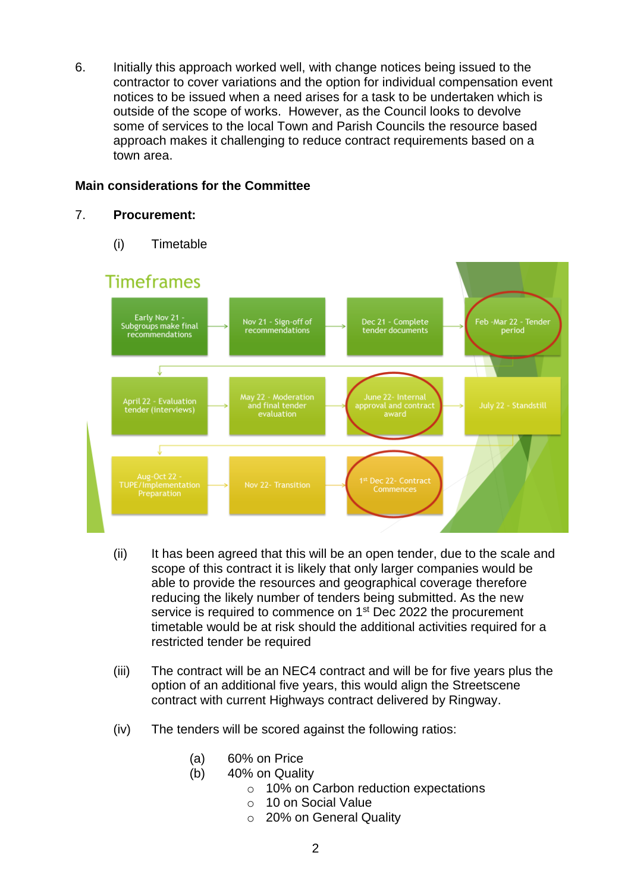6. Initially this approach worked well, with change notices being issued to the contractor to cover variations and the option for individual compensation event notices to be issued when a need arises for a task to be undertaken which is outside of the scope of works. However, as the Council looks to devolve some of services to the local Town and Parish Councils the resource based approach makes it challenging to reduce contract requirements based on a town area.

**Main considerations for the Committee**

7. **Procurement:**

   (i) Timetable

**Timeframes**

- Early Nov 21 - Subgroups make final recommendations
- Nov 21 - Sign-off of recommendations
- Dec 21 - Complete tender documents
- Feb -Mar 22 - Tender period
- April 22 - Evaluation tender (interviews)
- May 22 - Moderation and final tender evaluation
- June 22- Internal approval and contract award
- July 22 - Standstill
- Aug-Oct 22 - TUPE/Implementation Preparation
- Nov 22- Transition
- 1st Dec 22- Contract Commences

   (ii) It has been agreed that this will be an open tender, due to the scale and scope of this contract it is likely that only larger companies would be able to provide the resources and geographical coverage therefore reducing the likely number of tenders being submitted. As the new service is required to commence on 1st Dec 2022 the procurement timetable would be at risk should the additional activities required for a restricted tender be required

   (iii) The contract will be an NEC4 contract and will be for five years plus the option of an additional five years, this would align the Streetscene contract with current Highways contract delivered by Ringway.

   (iv) The tenders will be scored against the following ratios:

      (a) 60% on Price
      (b) 40% on Quality
         - 10% on Carbon reduction expectations
         - 10 on Social Value
         - 20% on General Quality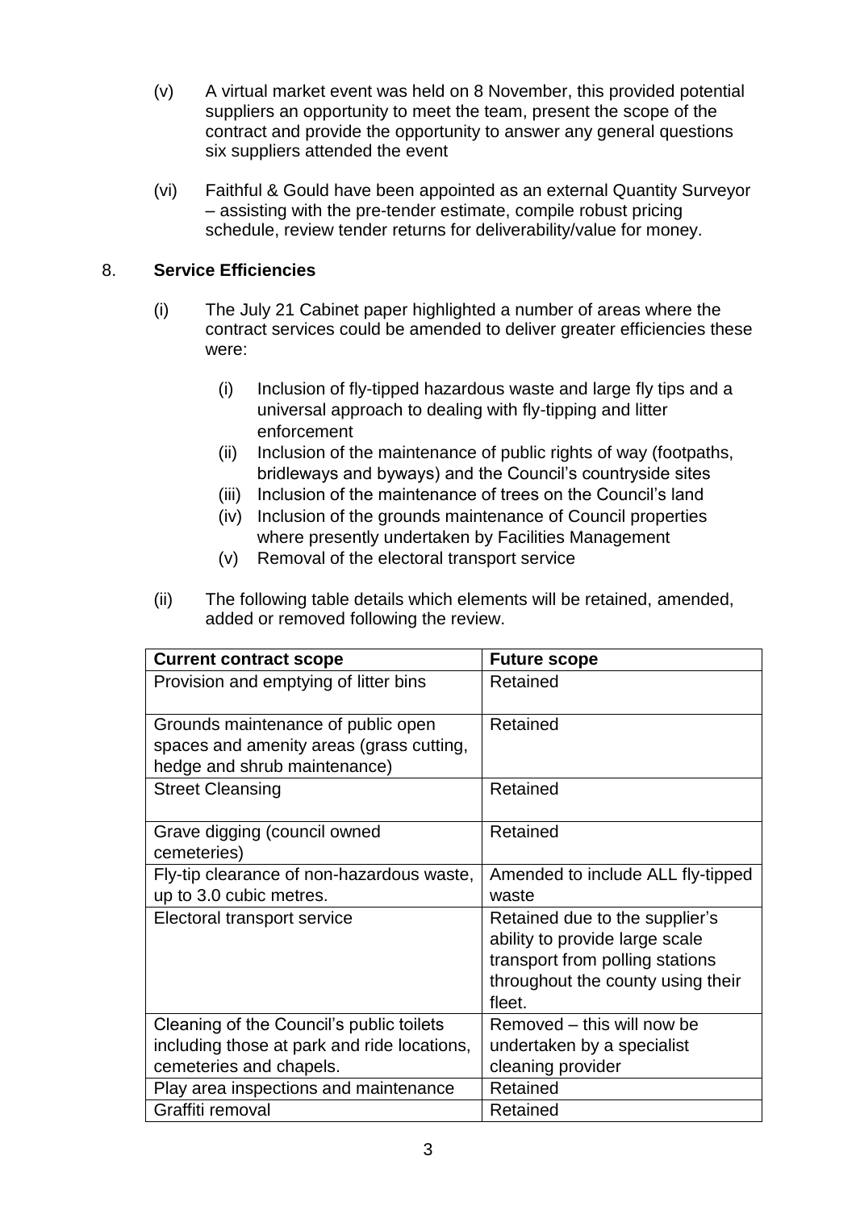(v) A virtual market event was held on 8 November, this provided potential suppliers an opportunity to meet the team, present the scope of the contract and provide the opportunity to answer any general questions six suppliers attended the event

(vi) Faithful & Gould have been appointed as an external Quantity Surveyor – assisting with the pre-tender estimate, compile robust pricing schedule, review tender returns for deliverability/value for money.

## 8. Service Efficiencies

(i) The July 21 Cabinet paper highlighted a number of areas where the contract services could be amended to deliver greater efficiencies these were:

   (i) Inclusion of fly-tipped hazardous waste and large fly tips and a universal approach to dealing with fly-tipping and litter enforcement
   (ii) Inclusion of the maintenance of public rights of way (footpaths, bridleways and byways) and the Council's countryside sites
   (iii) Inclusion of the maintenance of trees on the Council's land
   (iv) Inclusion of the grounds maintenance of Council properties where presently undertaken by Facilities Management
   (v) Removal of the electoral transport service

(ii) The following table details which elements will be retained, amended, added or removed following the review.

| **Current contract scope** | **Future scope** |
|---|---|
| Provision and emptying of litter bins | Retained |
| Grounds maintenance of public open spaces and amenity areas (grass cutting, hedge and shrub maintenance) | Retained |
| Street Cleansing | Retained |
| Grave digging (council owned cemeteries) | Retained |
| Fly-tip clearance of non-hazardous waste, up to 3.0 cubic metres. | Amended to include ALL fly-tipped waste |
| Electoral transport service | Retained due to the supplier's ability to provide large scale transport from polling stations throughout the county using their fleet. |
| Cleaning of the Council's public toilets including those at park and ride locations, cemeteries and chapels. | Removed – this will now be undertaken by a specialist cleaning provider |
| Play area inspections and maintenance | Retained |
| Graffiti removal | Retained |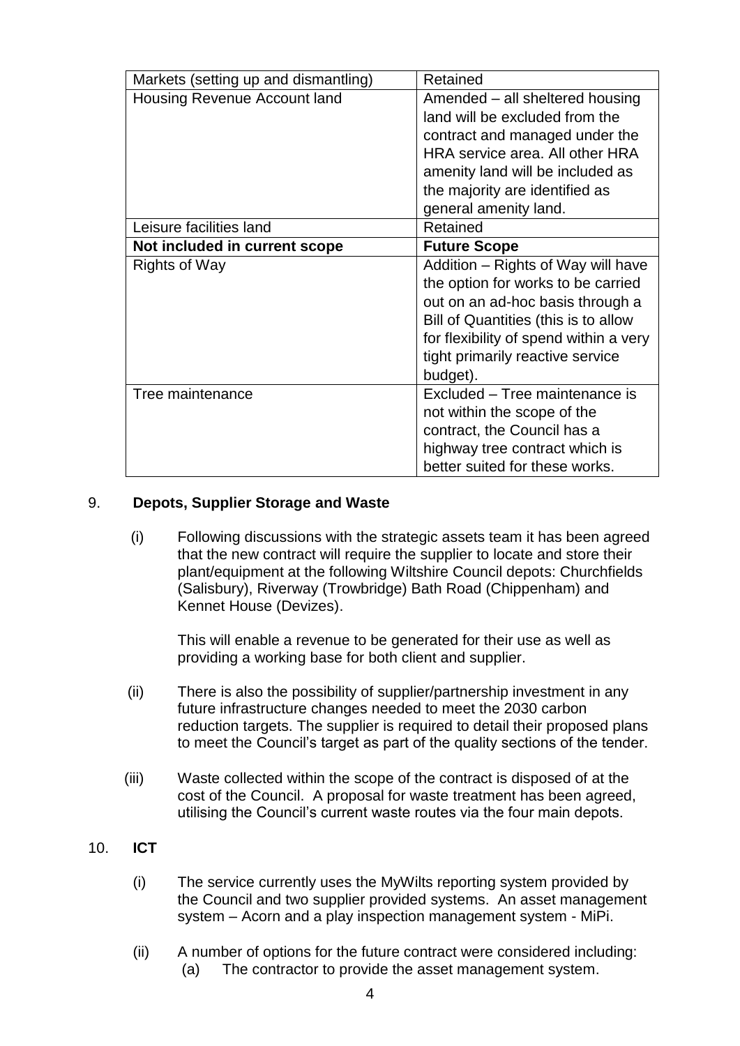| Markets (setting up and dismantling) | Retained |
|---|---|
| Housing Revenue Account land | Amended – all sheltered housing land will be excluded from the contract and managed under the HRA service area. All other HRA amenity land will be included as the majority are identified as general amenity land. |
| Leisure facilities land | Retained |
| **Not included in current scope** | **Future Scope** |
| Rights of Way | Addition – Rights of Way will have the option for works to be carried out on an ad-hoc basis through a Bill of Quantities (this is to allow for flexibility of spend within a very tight primarily reactive service budget). |
| Tree maintenance | Excluded – Tree maintenance is not within the scope of the contract, the Council has a highway tree contract which is better suited for these works. |

9. **Depots, Supplier Storage and Waste**

   (i) Following discussions with the strategic assets team it has been agreed that the new contract will require the supplier to locate and store their plant/equipment at the following Wiltshire Council depots: Churchfields (Salisbury), Riverway (Trowbridge) Bath Road (Chippenham) and Kennet House (Devizes).

   This will enable a revenue to be generated for their use as well as providing a working base for both client and supplier.

   (ii) There is also the possibility of supplier/partnership investment in any future infrastructure changes needed to meet the 2030 carbon reduction targets. The supplier is required to detail their proposed plans to meet the Council's target as part of the quality sections of the tender.

   (iii) Waste collected within the scope of the contract is disposed of at the cost of the Council. A proposal for waste treatment has been agreed, utilising the Council's current waste routes via the four main depots.

10. **ICT**

   (i) The service currently uses the MyWilts reporting system provided by the Council and two supplier provided systems. An asset management system – Acorn and a play inspection management system - MiPi.

   (ii) A number of options for the future contract were considered including:
   (a) The contractor to provide the asset management system.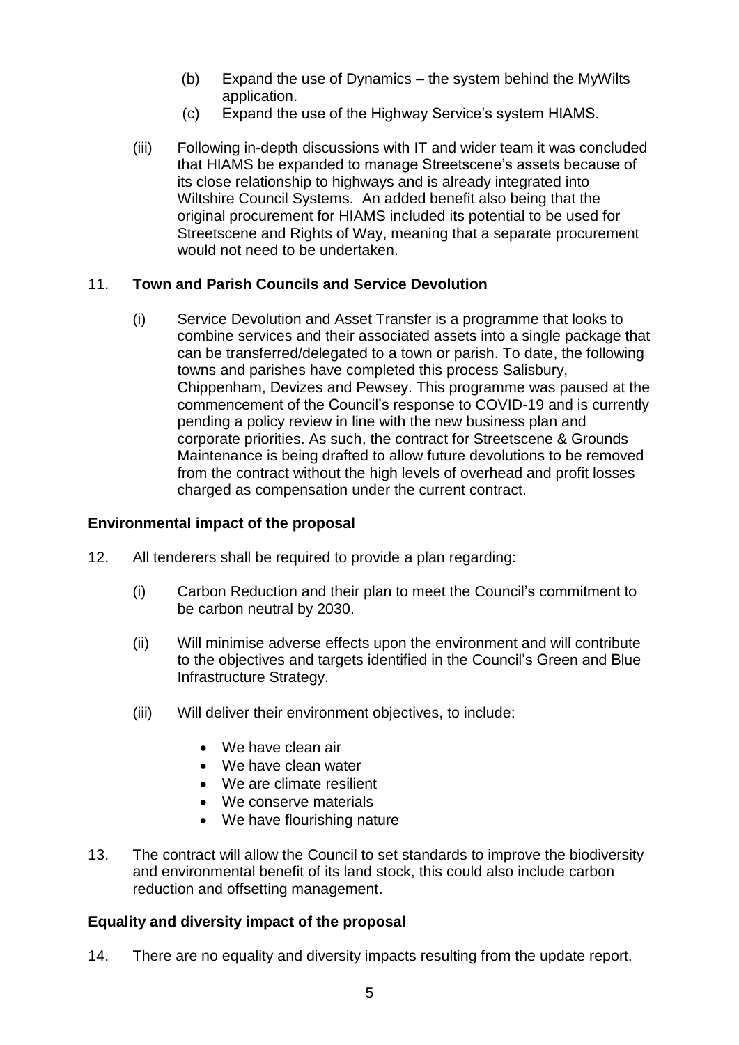(b) Expand the use of Dynamics – the system behind the MyWilts application.

(c) Expand the use of the Highway Service's system HIAMS.

(iii) Following in-depth discussions with IT and wider team it was concluded that HIAMS be expanded to manage Streetscene's assets because of its close relationship to highways and is already integrated into Wiltshire Council Systems. An added benefit also being that the original procurement for HIAMS included its potential to be used for Streetscene and Rights of Way, meaning that a separate procurement would not need to be undertaken.

11. **Town and Parish Councils and Service Devolution**

(i) Service Devolution and Asset Transfer is a programme that looks to combine services and their associated assets into a single package that can be transferred/delegated to a town or parish. To date, the following towns and parishes have completed this process Salisbury, Chippenham, Devizes and Pewsey. This programme was paused at the commencement of the Council's response to COVID-19 and is currently pending a policy review in line with the new business plan and corporate priorities. As such, the contract for Streetscene & Grounds Maintenance is being drafted to allow future devolutions to be removed from the contract without the high levels of overhead and profit losses charged as compensation under the current contract.

**Environmental impact of the proposal**

12. All tenderers shall be required to provide a plan regarding:

(i) Carbon Reduction and their plan to meet the Council's commitment to be carbon neutral by 2030.

(ii) Will minimise adverse effects upon the environment and will contribute to the objectives and targets identified in the Council's Green and Blue Infrastructure Strategy.

(iii) Will deliver their environment objectives, to include:

- We have clean air
- We have clean water
- We are climate resilient
- We conserve materials
- We have flourishing nature

13. The contract will allow the Council to set standards to improve the biodiversity and environmental benefit of its land stock, this could also include carbon reduction and offsetting management.

**Equality and diversity impact of the proposal**

14. There are no equality and diversity impacts resulting from the update report.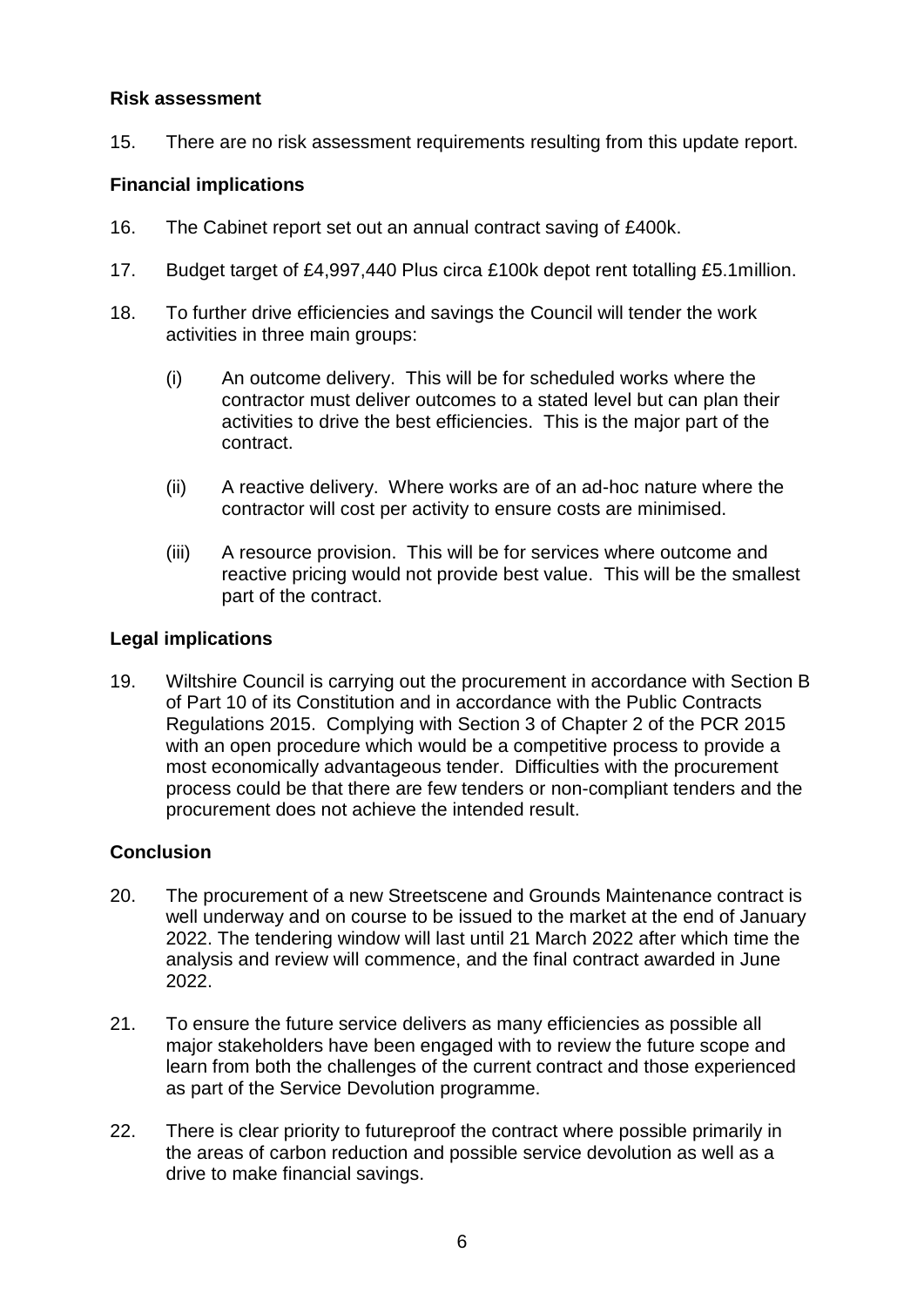## Risk assessment

15. There are no risk assessment requirements resulting from this update report.

## Financial implications

16. The Cabinet report set out an annual contract saving of £400k.

17. Budget target of £4,997,440 Plus circa £100k depot rent totalling £5.1million.

18. To further drive efficiencies and savings the Council will tender the work activities in three main groups:

    (i) An outcome delivery. This will be for scheduled works where the contractor must deliver outcomes to a stated level but can plan their activities to drive the best efficiencies. This is the major part of the contract.

    (ii) A reactive delivery. Where works are of an ad-hoc nature where the contractor will cost per activity to ensure costs are minimised.

    (iii) A resource provision. This will be for services where outcome and reactive pricing would not provide best value. This will be the smallest part of the contract.

## Legal implications

19. Wiltshire Council is carrying out the procurement in accordance with Section B of Part 10 of its Constitution and in accordance with the Public Contracts Regulations 2015. Complying with Section 3 of Chapter 2 of the PCR 2015 with an open procedure which would be a competitive process to provide a most economically advantageous tender. Difficulties with the procurement process could be that there are few tenders or non-compliant tenders and the procurement does not achieve the intended result.

## Conclusion

20. The procurement of a new Streetscene and Grounds Maintenance contract is well underway and on course to be issued to the market at the end of January 2022. The tendering window will last until 21 March 2022 after which time the analysis and review will commence, and the final contract awarded in June 2022.

21. To ensure the future service delivers as many efficiencies as possible all major stakeholders have been engaged with to review the future scope and learn from both the challenges of the current contract and those experienced as part of the Service Devolution programme.

22. There is clear priority to futureproof the contract where possible primarily in the areas of carbon reduction and possible service devolution as well as a drive to make financial savings.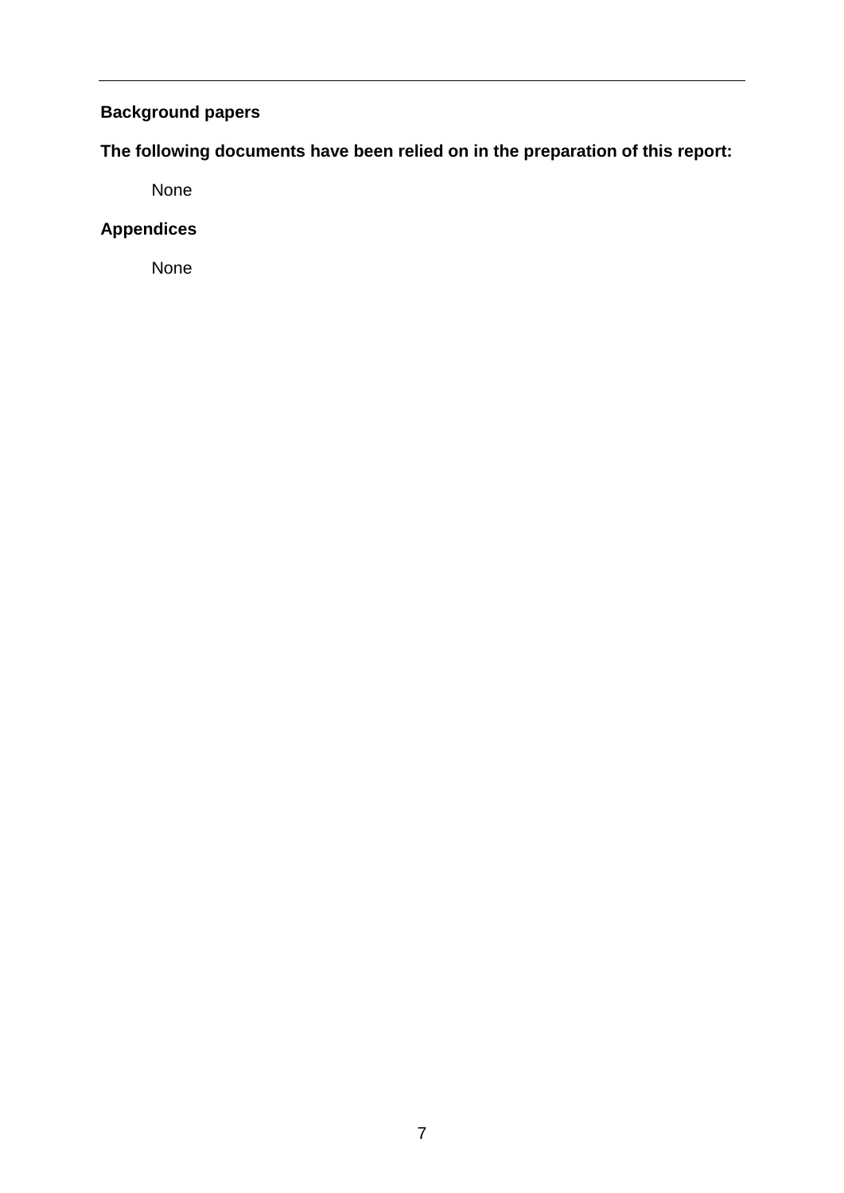---

**Background papers**

**The following documents have been relied on in the preparation of this report:**

None

**Appendices**

None